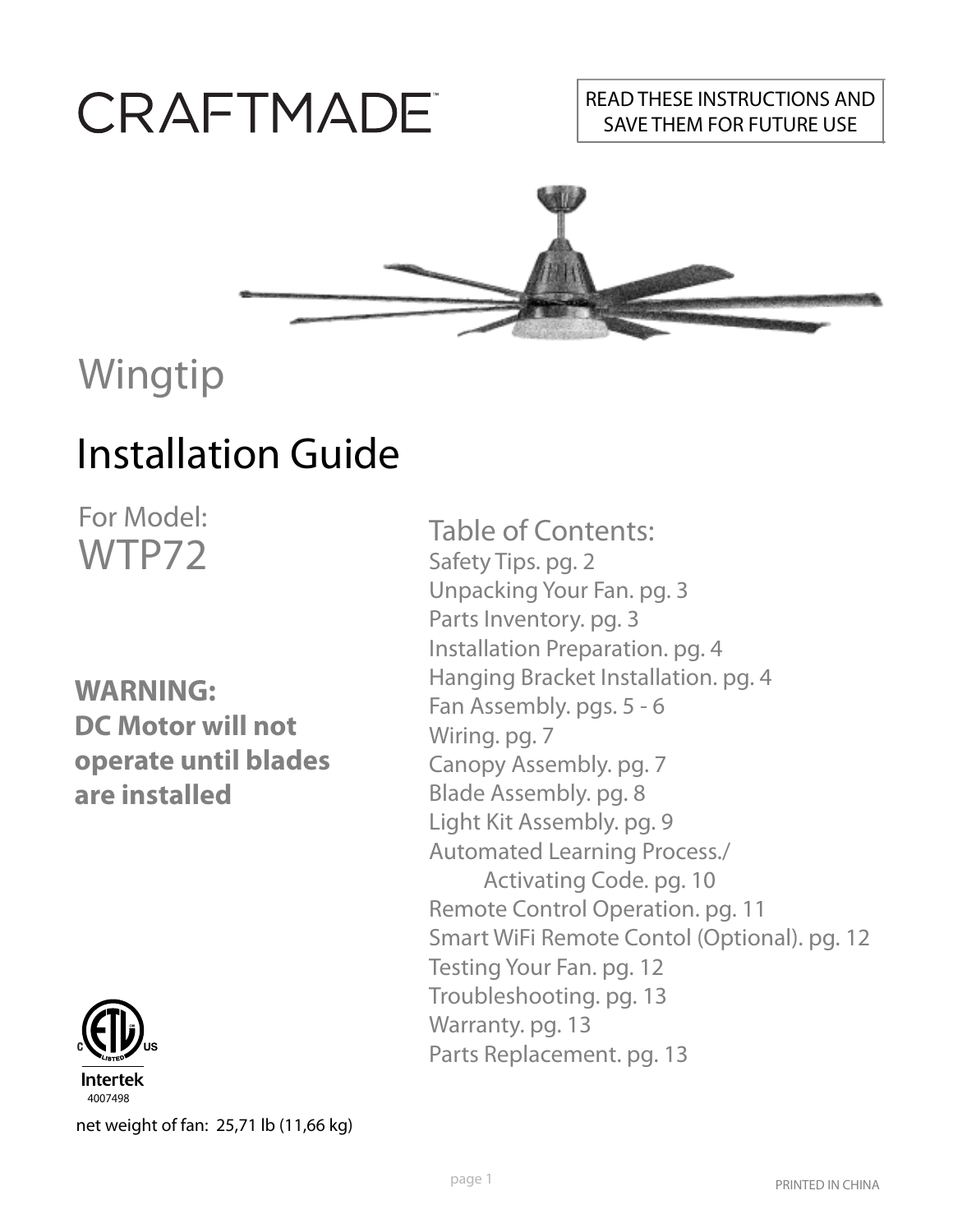# CRAFTMADE™

READ THESE INSTRUCTIONS AND SAVE THEM FOR FUTURE USE

## Wingtip

# Installation Guide

For Model:
WTP72

**WARNING:**
**DC Motor will not operate until blades are installed**

### Table of Contents:

Safety Tips. pg. 2
Unpacking Your Fan. pg. 3
Parts Inventory. pg. 3
Installation Preparation. pg. 4
Hanging Bracket Installation. pg. 4
Fan Assembly. pgs. 5 - 6
Wiring. pg. 7
Canopy Assembly. pg. 7
Blade Assembly. pg. 8
Light Kit Assembly. pg. 9
Automated Learning Process./
Activating Code. pg. 10
Remote Control Operation. pg. 11
Smart WiFi Remote Contol (Optional). pg. 12
Testing Your Fan. pg. 12
Troubleshooting. pg. 13
Warranty. pg. 13
Parts Replacement. pg. 13

C ETL LISTED US
Intertek
4007498

net weight of fan: 25,71 lb (11,66 kg)

PRINTED IN CHINA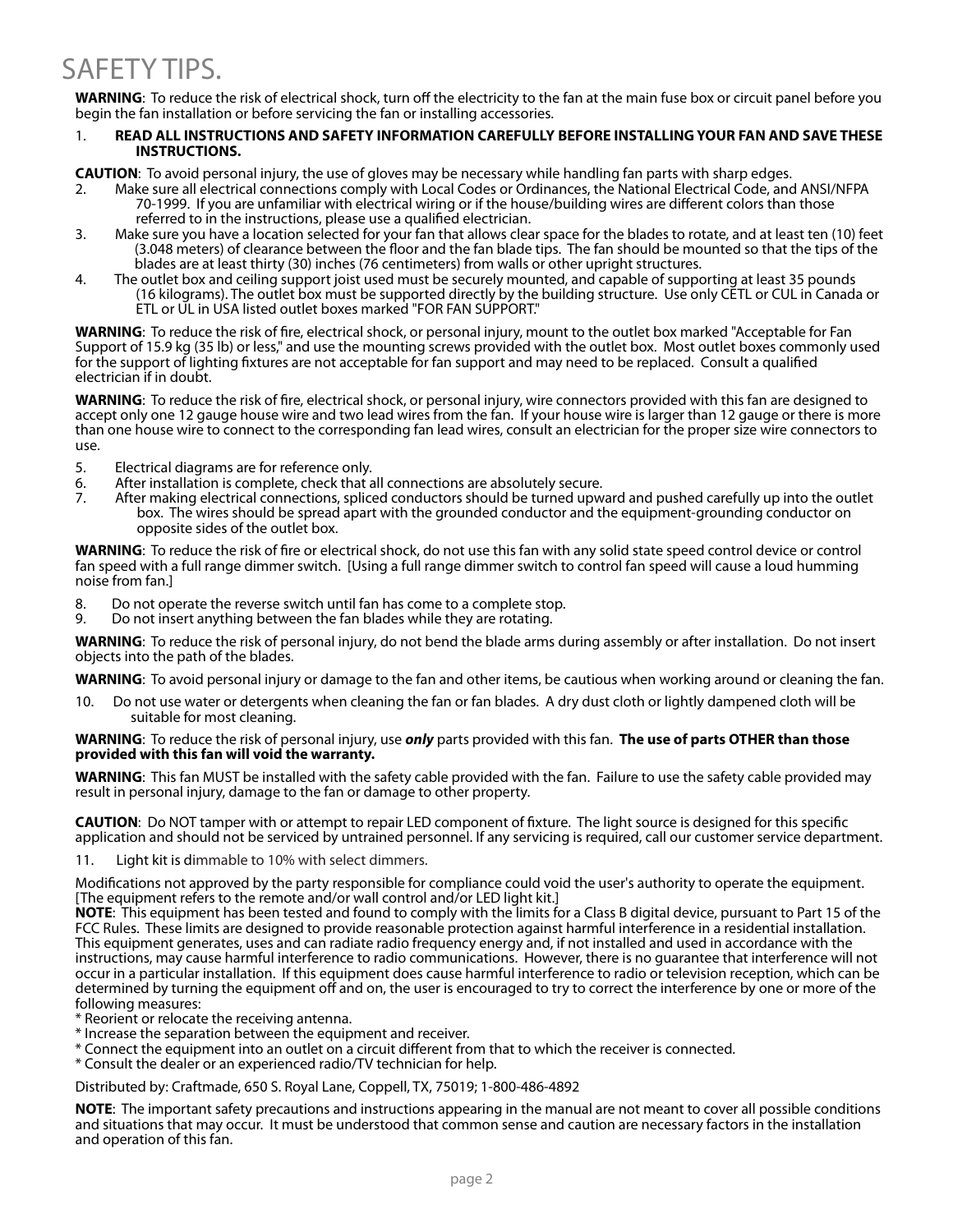# SAFETY TIPS.

**WARNING**: To reduce the risk of electrical shock, turn off the electricity to the fan at the main fuse box or circuit panel before you begin the fan installation or before servicing the fan or installing accessories.

1. **READ ALL INSTRUCTIONS AND SAFETY INFORMATION CAREFULLY BEFORE INSTALLING YOUR FAN AND SAVE THESE INSTRUCTIONS.**

**CAUTION**: To avoid personal injury, the use of gloves may be necessary while handling fan parts with sharp edges.

2. Make sure all electrical connections comply with Local Codes or Ordinances, the National Electrical Code, and ANSI/NFPA 70-1999. If you are unfamiliar with electrical wiring or if the house/building wires are different colors than those referred to in the instructions, please use a qualified electrician.
3. Make sure you have a location selected for your fan that allows clear space for the blades to rotate, and at least ten (10) feet (3.048 meters) of clearance between the floor and the fan blade tips. The fan should be mounted so that the tips of the blades are at least thirty (30) inches (76 centimeters) from walls or other upright structures.
4. The outlet box and ceiling support joist used must be securely mounted, and capable of supporting at least 35 pounds (16 kilograms). The outlet box must be supported directly by the building structure. Use only CETL or CUL in Canada or ETL or UL in USA listed outlet boxes marked "FOR FAN SUPPORT."

**WARNING**: To reduce the risk of fire, electrical shock, or personal injury, mount to the outlet box marked "Acceptable for Fan Support of 15.9 kg (35 lb) or less," and use the mounting screws provided with the outlet box. Most outlet boxes commonly used for the support of lighting fixtures are not acceptable for fan support and may need to be replaced. Consult a qualified electrician if in doubt.

**WARNING**: To reduce the risk of fire, electrical shock, or personal injury, wire connectors provided with this fan are designed to accept only one 12 gauge house wire and two lead wires from the fan. If your house wire is larger than 12 gauge or there is more than one house wire to connect to the corresponding fan lead wires, consult an electrician for the proper size wire connectors to use.

5. Electrical diagrams are for reference only.
6. After installation is complete, check that all connections are absolutely secure.
7. After making electrical connections, spliced conductors should be turned upward and pushed carefully up into the outlet box. The wires should be spread apart with the grounded conductor and the equipment-grounding conductor on opposite sides of the outlet box.

**WARNING**: To reduce the risk of fire or electrical shock, do not use this fan with any solid state speed control device or control fan speed with a full range dimmer switch. [Using a full range dimmer switch to control fan speed will cause a loud humming noise from fan.]

8. Do not operate the reverse switch until fan has come to a complete stop.
9. Do not insert anything between the fan blades while they are rotating.

**WARNING**: To reduce the risk of personal injury, do not bend the blade arms during assembly or after installation. Do not insert objects into the path of the blades.

**WARNING**: To avoid personal injury or damage to the fan and other items, be cautious when working around or cleaning the fan.

10. Do not use water or detergents when cleaning the fan or fan blades. A dry dust cloth or lightly dampened cloth will be suitable for most cleaning.

**WARNING**: To reduce the risk of personal injury, use ***only*** parts provided with this fan. **The use of parts OTHER than those provided with this fan will void the warranty.**

**WARNING**: This fan MUST be installed with the safety cable provided with the fan. Failure to use the safety cable provided may result in personal injury, damage to the fan or damage to other property.

**CAUTION**: Do NOT tamper with or attempt to repair LED component of fixture. The light source is designed for this specific application and should not be serviced by untrained personnel. If any servicing is required, call our customer service department.

11. Light kit is dimmable to 10% with select dimmers.

Modifications not approved by the party responsible for compliance could void the user's authority to operate the equipment. [The equipment refers to the remote and/or wall control and/or LED light kit.]

**NOTE**: This equipment has been tested and found to comply with the limits for a Class B digital device, pursuant to Part 15 of the FCC Rules. These limits are designed to provide reasonable protection against harmful interference in a residential installation. This equipment generates, uses and can radiate radio frequency energy and, if not installed and used in accordance with the instructions, may cause harmful interference to radio communications. However, there is no guarantee that interference will not occur in a particular installation. If this equipment does cause harmful interference to radio or television reception, which can be determined by turning the equipment off and on, the user is encouraged to try to correct the interference by one or more of the following measures:

* Reorient or relocate the receiving antenna.
* Increase the separation between the equipment and receiver.
* Connect the equipment into an outlet on a circuit different from that to which the receiver is connected.
* Consult the dealer or an experienced radio/TV technician for help.

Distributed by: Craftmade, 650 S. Royal Lane, Coppell, TX, 75019; 1-800-486-4892

**NOTE**: The important safety precautions and instructions appearing in the manual are not meant to cover all possible conditions and situations that may occur. It must be understood that common sense and caution are necessary factors in the installation and operation of this fan.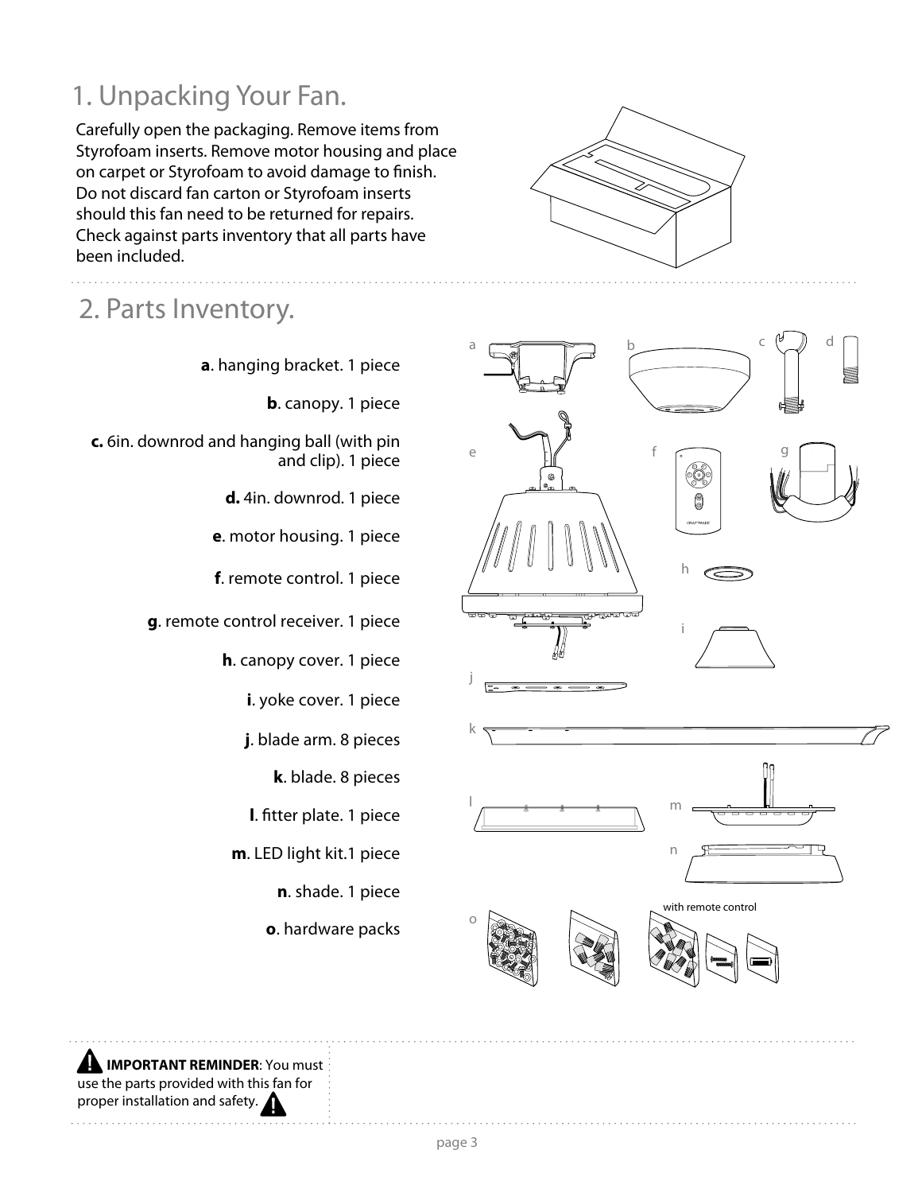# 1. Unpacking Your Fan.

Carefully open the packaging. Remove items from Styrofoam inserts. Remove motor housing and place on carpet or Styrofoam to avoid damage to finish. Do not discard fan carton or Styrofoam inserts should this fan need to be returned for repairs. Check against parts inventory that all parts have been included.

# 2. Parts Inventory.

**a**. hanging bracket. 1 piece

**b**. canopy. 1 piece

**c.** 6in. downrod and hanging ball (with pin and clip). 1 piece

**d.** 4in. downrod. 1 piece

**e**. motor housing. 1 piece

**f**. remote control. 1 piece

**g**. remote control receiver. 1 piece

**h**. canopy cover. 1 piece

**i**. yoke cover. 1 piece

**j**. blade arm. 8 pieces

**k**. blade. 8 pieces

**l**. fitter plate. 1 piece

**m**. LED light kit.1 piece

**n**. shade. 1 piece

**o**. hardware packs

with remote control

**IMPORTANT REMINDER**: You must use the parts provided with this fan for proper installation and safety.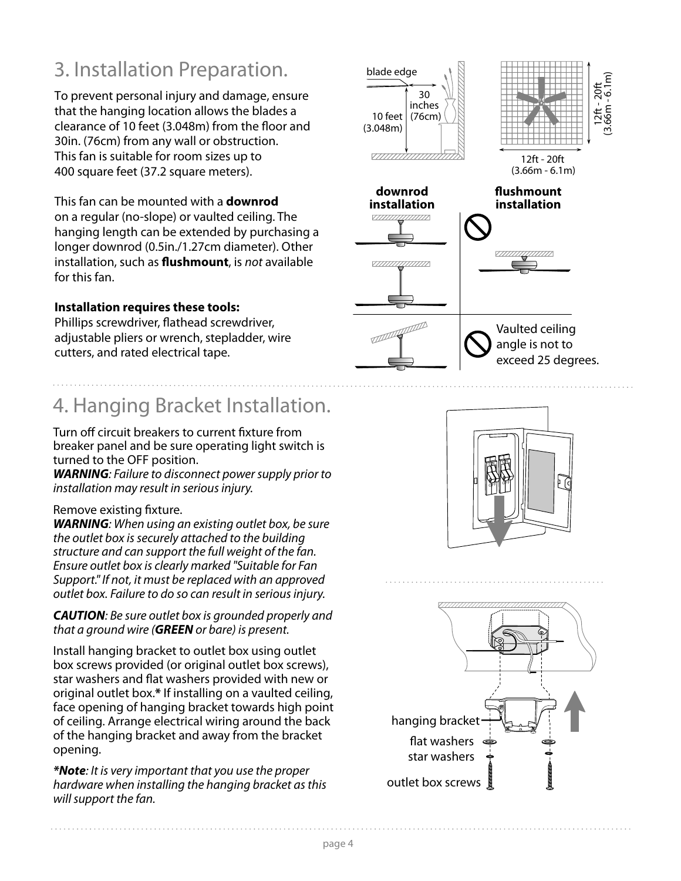## 3. Installation Preparation.

To prevent personal injury and damage, ensure that the hanging location allows the blades a clearance of 10 feet (3.048m) from the floor and 30in. (76cm) from any wall or obstruction. This fan is suitable for room sizes up to 400 square feet (37.2 square meters).

This fan can be mounted with a **downrod** on a regular (no-slope) or vaulted ceiling. The hanging length can be extended by purchasing a longer downrod (0.5in./1.27cm diameter). Other installation, such as **flushmount**, is *not* available for this fan.

**Installation requires these tools:**
Phillips screwdriver, flathead screwdriver, adjustable pliers or wrench, stepladder, wire cutters, and rated electrical tape.

blade edge

30 inches (76cm)

10 feet (3.048m)

12ft - 20ft (3.66m - 6.1m)

12ft - 20ft (3.66m - 6.1m)

**downrod installation**

**flushmount installation**

Vaulted ceiling angle is not to exceed 25 degrees.

## 4. Hanging Bracket Installation.

Turn off circuit breakers to current fixture from breaker panel and be sure operating light switch is turned to the OFF position.
***WARNING****: Failure to disconnect power supply prior to installation may result in serious injury.*

Remove existing fixture.
***WARNING****: When using an existing outlet box, be sure the outlet box is securely attached to the building structure and can support the full weight of the fan. Ensure outlet box is clearly marked "Suitable for Fan Support." If not, it must be replaced with an approved outlet box. Failure to do so can result in serious injury.*

***CAUTION****: Be sure outlet box is grounded properly and that a ground wire (****GREEN*** *or bare) is present.*

Install hanging bracket to outlet box using outlet box screws provided (or original outlet box screws), star washers and flat washers provided with new or original outlet box.**\*** If installing on a vaulted ceiling, face opening of hanging bracket towards high point of ceiling. Arrange electrical wiring around the back of the hanging bracket and away from the bracket opening.

***\*Note****: It is very important that you use the proper hardware when installing the hanging bracket as this will support the fan.*

hanging bracket

flat washers

star washers

outlet box screws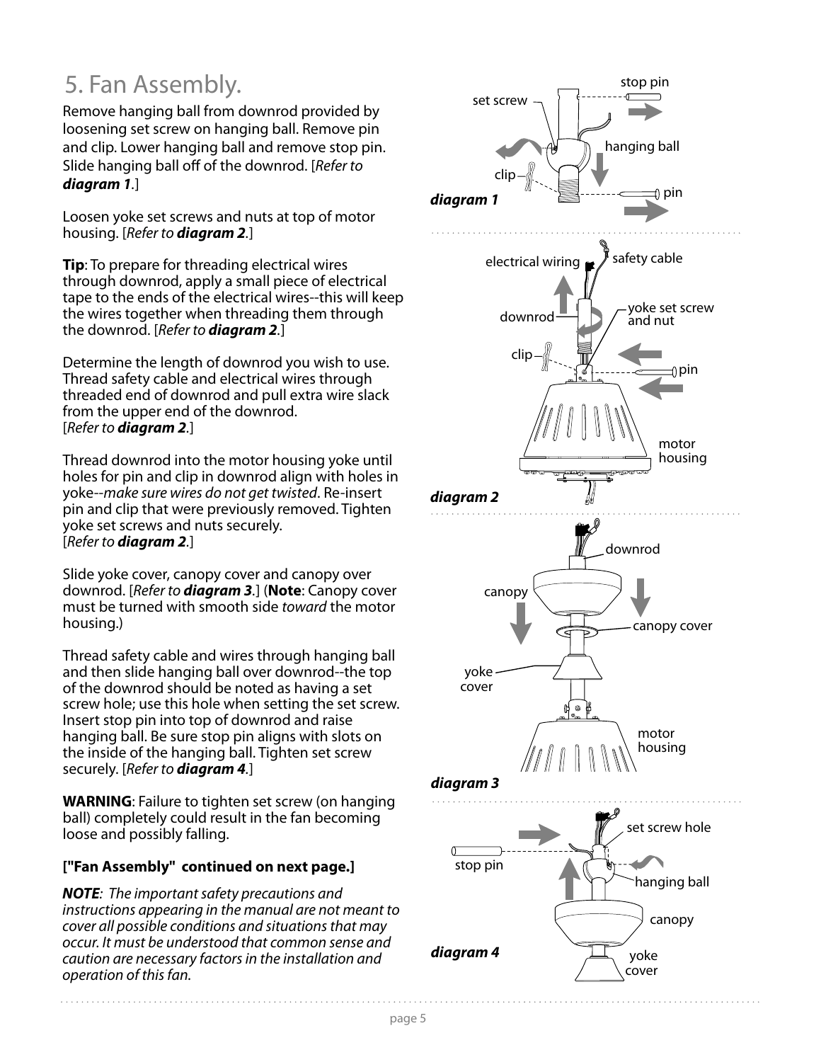# 5. Fan Assembly.

Remove hanging ball from downrod provided by loosening set screw on hanging ball. Remove pin and clip. Lower hanging ball and remove stop pin. Slide hanging ball off of the downrod. [*Refer to **diagram 1***.]

Loosen yoke set screws and nuts at top of motor housing. [*Refer to **diagram 2***.]

**Tip**: To prepare for threading electrical wires through downrod, apply a small piece of electrical tape to the ends of the electrical wires--this will keep the wires together when threading them through the downrod. [*Refer to **diagram 2***.]

Determine the length of downrod you wish to use. Thread safety cable and electrical wires through threaded end of downrod and pull extra wire slack from the upper end of the downrod. [*Refer to **diagram 2***.]

Thread downrod into the motor housing yoke until holes for pin and clip in downrod align with holes in yoke--*make sure wires do not get twisted*. Re-insert pin and clip that were previously removed. Tighten yoke set screws and nuts securely. [*Refer to **diagram 2***.]

Slide yoke cover, canopy cover and canopy over downrod. [*Refer to **diagram 3***.] (**Note**: Canopy cover must be turned with smooth side *toward* the motor housing.)

Thread safety cable and wires through hanging ball and then slide hanging ball over downrod--the top of the downrod should be noted as having a set screw hole; use this hole when setting the set screw. Insert stop pin into top of downrod and raise hanging ball. Be sure stop pin aligns with slots on the inside of the hanging ball. Tighten set screw securely. [*Refer to **diagram 4***.]

**WARNING**: Failure to tighten set screw (on hanging ball) completely could result in the fan becoming loose and possibly falling.

**["Fan Assembly" continued on next page.]**

***NOTE**: The important safety precautions and instructions appearing in the manual are not meant to cover all possible conditions and situations that may occur. It must be understood that common sense and caution are necessary factors in the installation and operation of this fan.*

***diagram 1***

***diagram 2***

***diagram 3***

***diagram 4***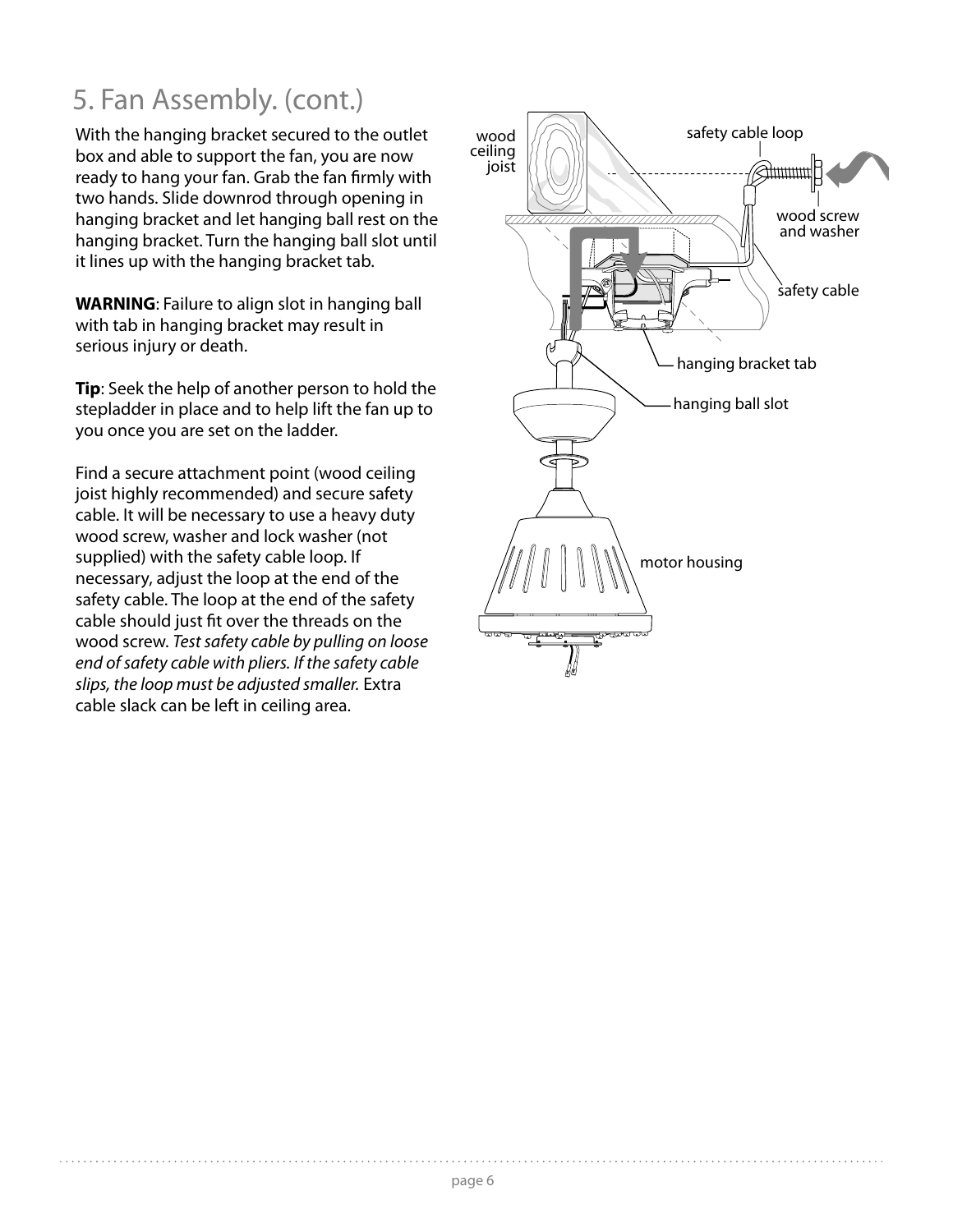# 5. Fan Assembly. (cont.)

With the hanging bracket secured to the outlet box and able to support the fan, you are now ready to hang your fan. Grab the fan firmly with two hands. Slide downrod through opening in hanging bracket and let hanging ball rest on the hanging bracket. Turn the hanging ball slot until it lines up with the hanging bracket tab.

**WARNING**: Failure to align slot in hanging ball with tab in hanging bracket may result in serious injury or death.

**Tip**: Seek the help of another person to hold the stepladder in place and to help lift the fan up to you once you are set on the ladder.

Find a secure attachment point (wood ceiling joist highly recommended) and secure safety cable. It will be necessary to use a heavy duty wood screw, washer and lock washer (not supplied) with the safety cable loop. If necessary, adjust the loop at the end of the safety cable. The loop at the end of the safety cable should just fit over the threads on the wood screw. *Test safety cable by pulling on loose end of safety cable with pliers. If the safety cable slips, the loop must be adjusted smaller.* Extra cable slack can be left in ceiling area.

wood ceiling joist

safety cable loop

wood screw and washer

safety cable

hanging bracket tab

hanging ball slot

motor housing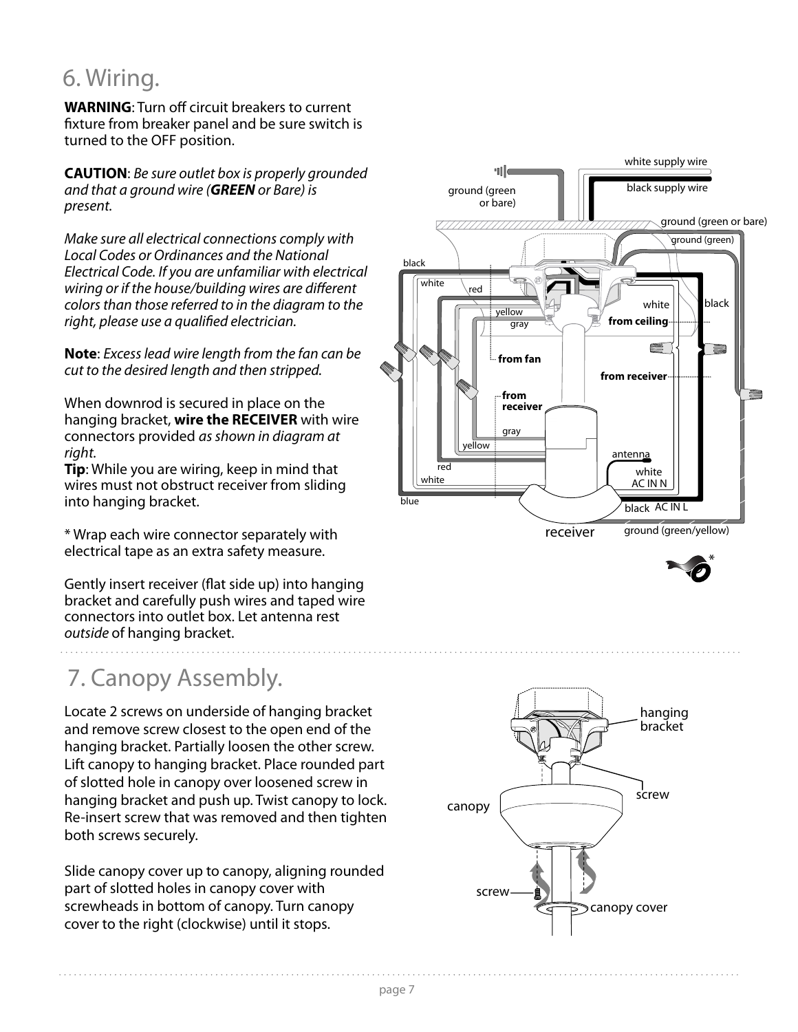## 6. Wiring.

**WARNING**: Turn off circuit breakers to current fixture from breaker panel and be sure switch is turned to the OFF position.

**CAUTION**: *Be sure outlet box is properly grounded and that a ground wire (**GREEN** or Bare) is present.*

*Make sure all electrical connections comply with Local Codes or Ordinances and the National Electrical Code. If you are unfamiliar with electrical wiring or if the house/building wires are different colors than those referred to in the diagram to the right, please use a qualified electrician.*

**Note**: *Excess lead wire length from the fan can be cut to the desired length and then stripped.*

When downrod is secured in place on the hanging bracket, **wire the RECEIVER** with wire connectors provided *as shown in diagram at right.*

**Tip**: While you are wiring, keep in mind that wires must not obstruct receiver from sliding into hanging bracket.

* Wrap each wire connector separately with electrical tape as an extra safety measure.

Gently insert receiver (flat side up) into hanging bracket and carefully push wires and taped wire connectors into outlet box. Let antenna rest *outside* of hanging bracket.

white supply wire
black supply wire
ground (green or bare)
ground (green or bare)
ground (green)
black
white
red
yellow
gray
white
black
from ceiling
from fan
from receiver
from receiver
gray
yellow
red
white
blue
antenna
white AC IN N
black AC IN L
receiver
ground (green/yellow)
*

## 7. Canopy Assembly.

Locate 2 screws on underside of hanging bracket and remove screw closest to the open end of the hanging bracket. Partially loosen the other screw. Lift canopy to hanging bracket. Place rounded part of slotted hole in canopy over loosened screw in hanging bracket and push up. Twist canopy to lock. Re-insert screw that was removed and then tighten both screws securely.

Slide canopy cover up to canopy, aligning rounded part of slotted holes in canopy cover with screwheads in bottom of canopy. Turn canopy cover to the right (clockwise) until it stops.

hanging bracket
screw
canopy
screw
canopy cover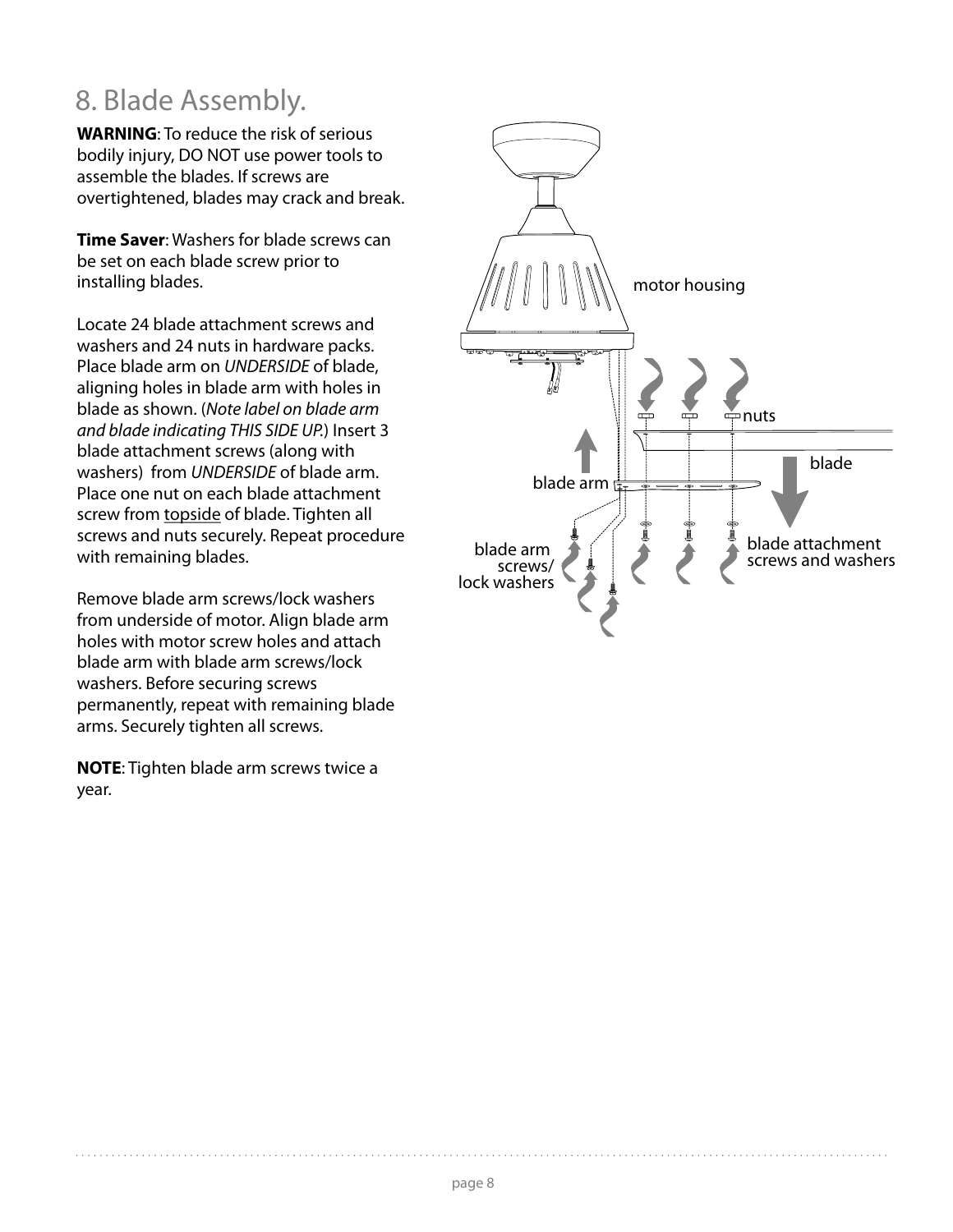# 8. Blade Assembly.

**WARNING**: To reduce the risk of serious bodily injury, DO NOT use power tools to assemble the blades. If screws are overtightened, blades may crack and break.

**Time Saver**: Washers for blade screws can be set on each blade screw prior to installing blades.

Locate 24 blade attachment screws and washers and 24 nuts in hardware packs. Place blade arm on *UNDERSIDE* of blade, aligning holes in blade arm with holes in blade as shown. (*Note label on blade arm and blade indicating THIS SIDE UP.*) Insert 3 blade attachment screws (along with washers) from *UNDERSIDE* of blade arm. Place one nut on each blade attachment screw from topside of blade. Tighten all screws and nuts securely. Repeat procedure with remaining blades.

Remove blade arm screws/lock washers from underside of motor. Align blade arm holes with motor screw holes and attach blade arm with blade arm screws/lock washers. Before securing screws permanently, repeat with remaining blade arms. Securely tighten all screws.

**NOTE**: Tighten blade arm screws twice a year.

motor housing

nuts

blade

blade arm

blade arm screws/ lock washers

blade attachment screws and washers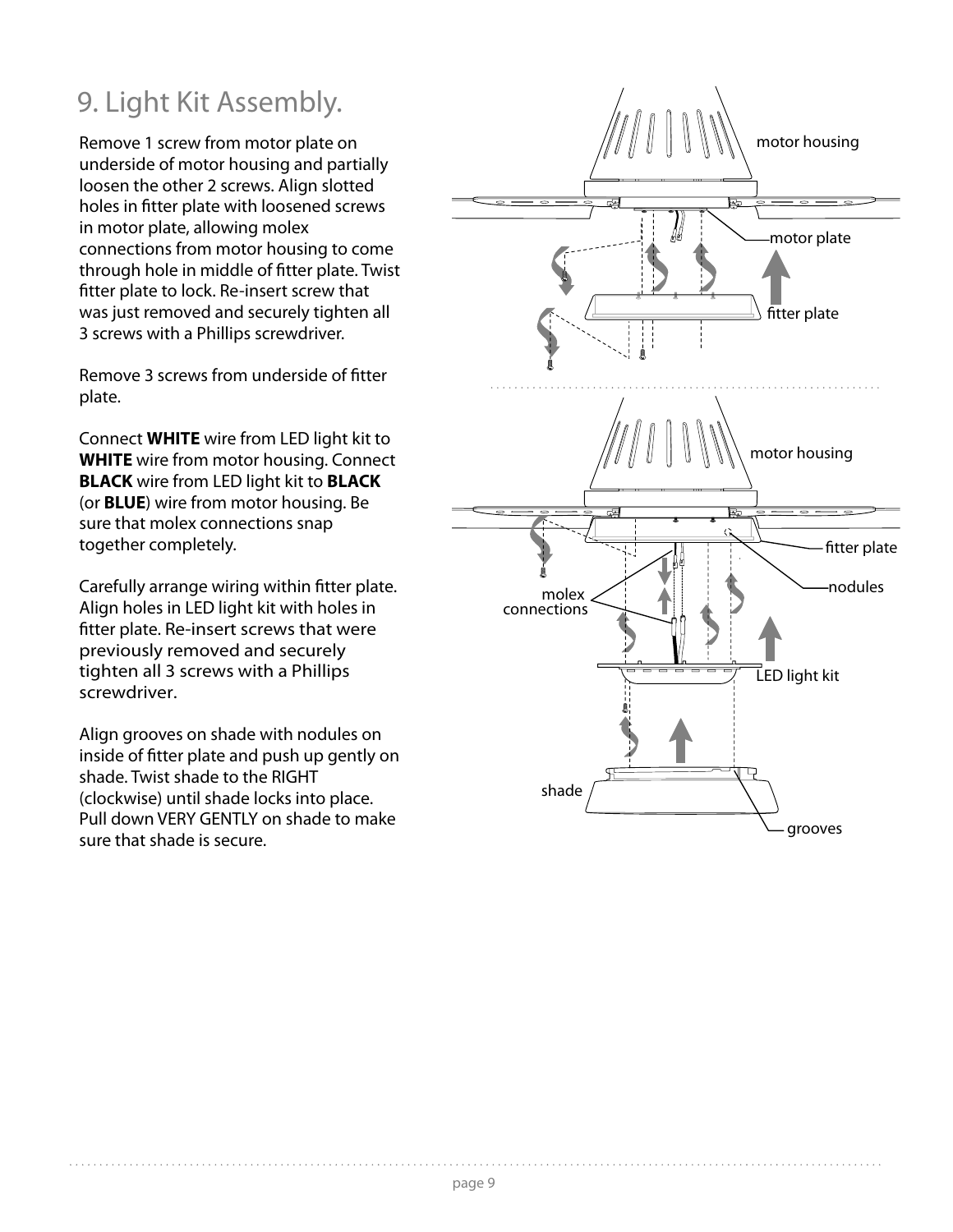# 9. Light Kit Assembly.

Remove 1 screw from motor plate on underside of motor housing and partially loosen the other 2 screws. Align slotted holes in fitter plate with loosened screws in motor plate, allowing molex connections from motor housing to come through hole in middle of fitter plate. Twist fitter plate to lock. Re-insert screw that was just removed and securely tighten all 3 screws with a Phillips screwdriver.

Remove 3 screws from underside of fitter plate.

Connect **WHITE** wire from LED light kit to **WHITE** wire from motor housing. Connect **BLACK** wire from LED light kit to **BLACK** (or **BLUE**) wire from motor housing. Be sure that molex connections snap together completely.

Carefully arrange wiring within fitter plate. Align holes in LED light kit with holes in fitter plate. Re-insert screws that were previously removed and securely tighten all 3 screws with a Phillips screwdriver.

Align grooves on shade with nodules on inside of fitter plate and push up gently on shade. Twist shade to the RIGHT (clockwise) until shade locks into place. Pull down VERY GENTLY on shade to make sure that shade is secure.

motor housing

motor plate

fitter plate

motor housing

fitter plate

nodules

molex connections

LED light kit

shade

grooves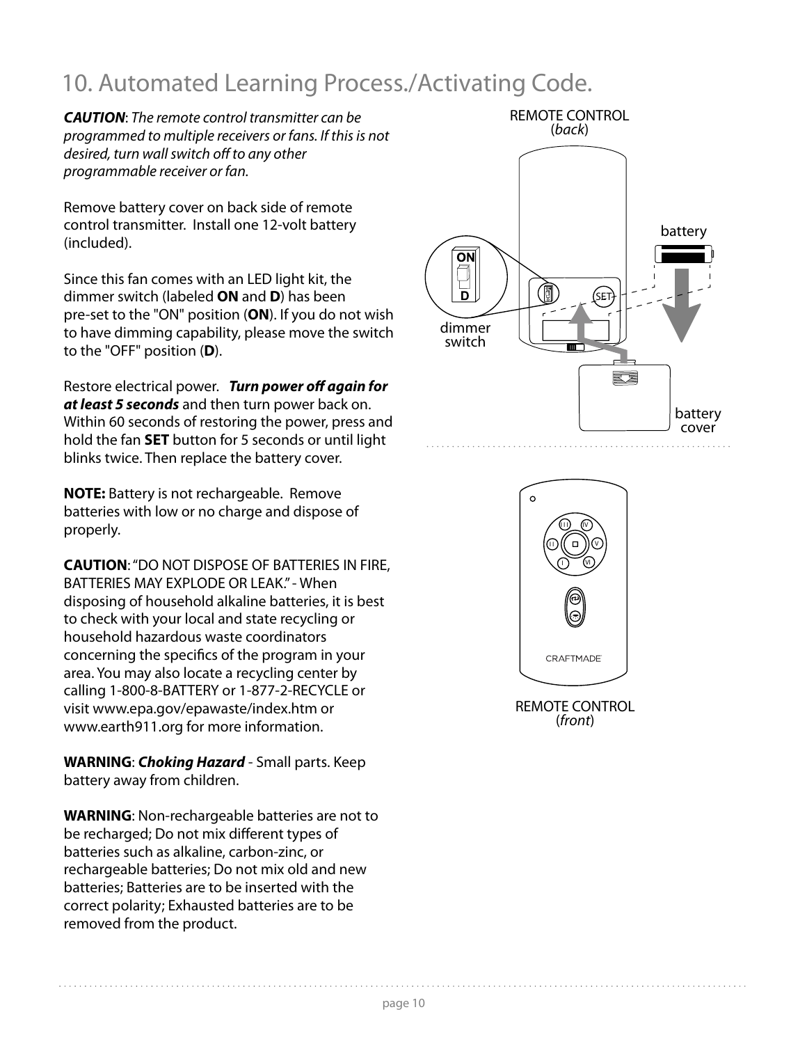# 10. Automated Learning Process./Activating Code.

***CAUTION**: The remote control transmitter can be programmed to multiple receivers or fans. If this is not desired, turn wall switch off to any other programmable receiver or fan.*

Remove battery cover on back side of remote control transmitter. Install one 12-volt battery (included).

Since this fan comes with an LED light kit, the dimmer switch (labeled **ON** and **D**) has been pre-set to the "ON" position (**ON**). If you do not wish to have dimming capability, please move the switch to the "OFF" position (**D**).

Restore electrical power. ***Turn power off again for at least 5 seconds*** and then turn power back on. Within 60 seconds of restoring the power, press and hold the fan **SET** button for 5 seconds or until light blinks twice. Then replace the battery cover.

**NOTE:** Battery is not rechargeable. Remove batteries with low or no charge and dispose of properly.

**CAUTION**: "DO NOT DISPOSE OF BATTERIES IN FIRE, BATTERIES MAY EXPLODE OR LEAK." - When disposing of household alkaline batteries, it is best to check with your local and state recycling or household hazardous waste coordinators concerning the specifics of the program in your area. You may also locate a recycling center by calling 1-800-8-BATTERY or 1-877-2-RECYCLE or visit www.epa.gov/epawaste/index.htm or www.earth911.org for more information.

**WARNING**: ***Choking Hazard*** - Small parts. Keep battery away from children.

**WARNING**: Non-rechargeable batteries are not to be recharged; Do not mix different types of batteries such as alkaline, carbon-zinc, or rechargeable batteries; Do not mix old and new batteries; Batteries are to be inserted with the correct polarity; Exhausted batteries are to be removed from the product.

REMOTE CONTROL (*back*)

battery

dimmer switch

battery cover

REMOTE CONTROL (*front*)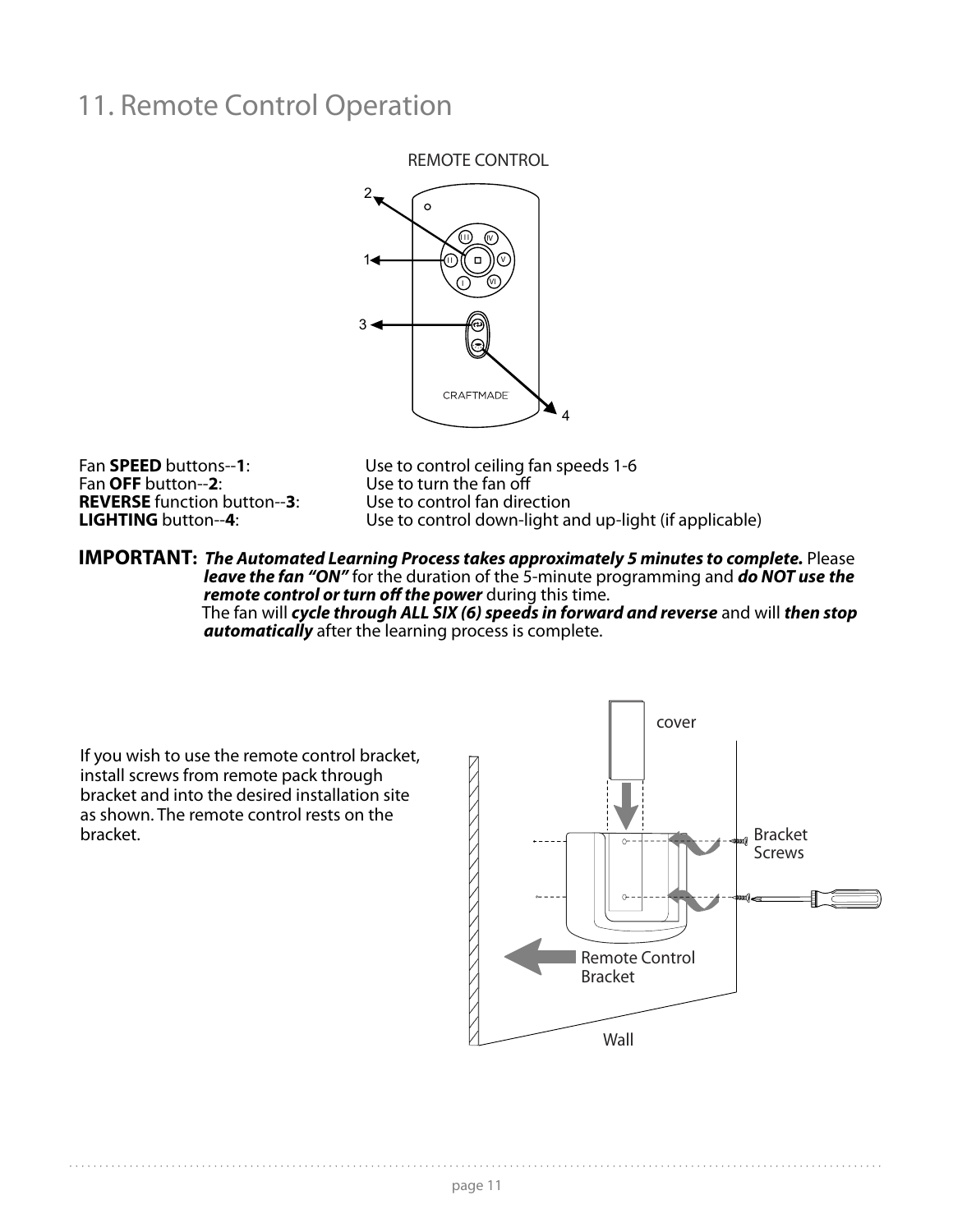# 11. Remote Control Operation

REMOTE CONTROL

Fan **SPEED** buttons--**1**: Use to control ceiling fan speeds 1-6
Fan **OFF** button--**2**: Use to turn the fan off
**REVERSE** function button--**3**: Use to control fan direction
**LIGHTING** button--**4**: Use to control down-light and up-light (if applicable)

**IMPORTANT:** ***The Automated Learning Process takes approximately 5 minutes to complete.*** Please ***leave the fan "ON"*** for the duration of the 5-minute programming and ***do NOT use the remote control or turn off the power*** during this time.
The fan will ***cycle through ALL SIX (6) speeds in forward and reverse*** and will ***then stop automatically*** after the learning process is complete.

If you wish to use the remote control bracket, install screws from remote pack through bracket and into the desired installation site as shown. The remote control rests on the bracket.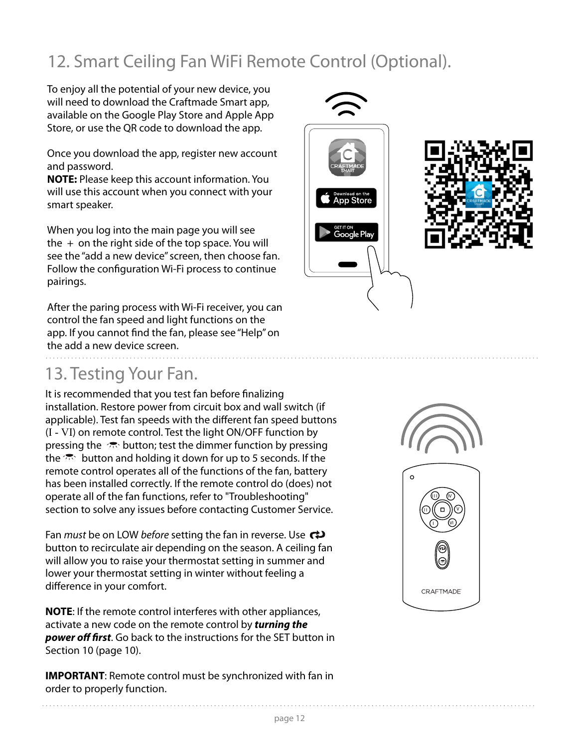## 12. Smart Ceiling Fan WiFi Remote Control (Optional).

To enjoy all the potential of your new device, you will need to download the Craftmade Smart app, available on the Google Play Store and Apple App Store, or use the QR code to download the app.

Once you download the app, register new account and password.
**NOTE:** Please keep this account information. You will use this account when you connect with your smart speaker.

When you log into the main page you will see the + on the right side of the top space. You will see the "add a new device" screen, then choose fan. Follow the configuration Wi-Fi process to continue pairings.

After the paring process with Wi-Fi receiver, you can control the fan speed and light functions on the app. If you cannot find the fan, please see "Help" on the add a new device screen.

## 13. Testing Your Fan.

It is recommended that you test fan before finalizing installation. Restore power from circuit box and wall switch (if applicable). Test fan speeds with the different fan speed buttons (I - VI) on remote control. Test the light ON/OFF function by pressing the button; test the dimmer function by pressing the button and holding it down for up to 5 seconds. If the remote control operates all of the functions of the fan, battery has been installed correctly. If the remote control do (does) not operate all of the fan functions, refer to "Troubleshooting" section to solve any issues before contacting Customer Service.

Fan *must* be on LOW *before* setting the fan in reverse. Use button to recirculate air depending on the season. A ceiling fan will allow you to raise your thermostat setting in summer and lower your thermostat setting in winter without feeling a difference in your comfort.

**NOTE**: If the remote control interferes with other appliances, activate a new code on the remote control by ***turning the power off first***. Go back to the instructions for the SET button in Section 10 (page 10).

**IMPORTANT**: Remote control must be synchronized with fan in order to properly function.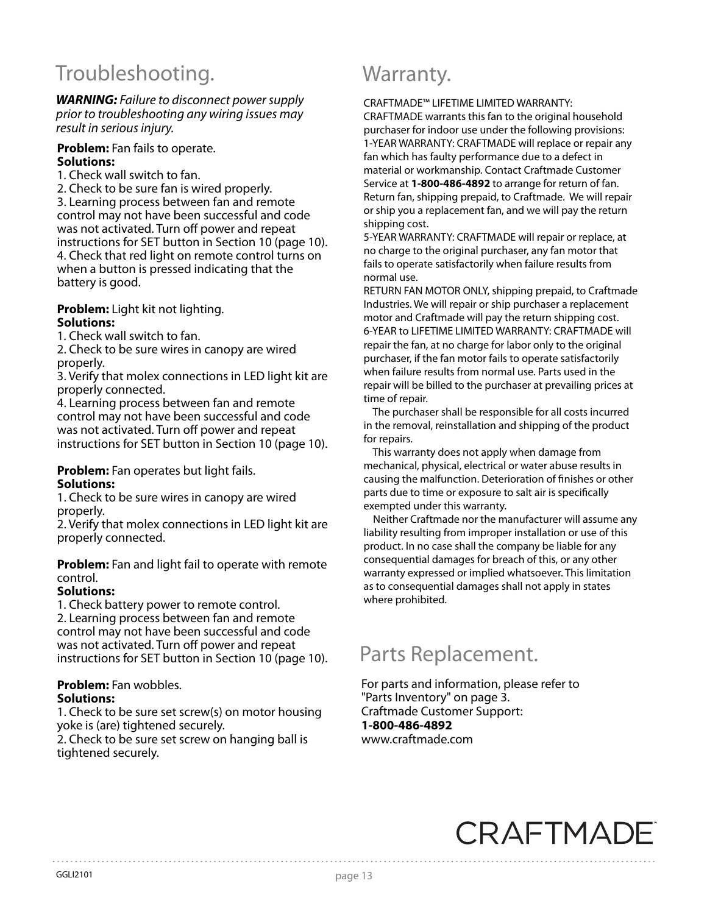# Troubleshooting.

***WARNING:*** *Failure to disconnect power supply prior to troubleshooting any wiring issues may result in serious injury.*

**Problem:** Fan fails to operate.
**Solutions:**
1. Check wall switch to fan.
2. Check to be sure fan is wired properly.
3. Learning process between fan and remote control may not have been successful and code was not activated. Turn off power and repeat instructions for SET button in Section 10 (page 10).
4. Check that red light on remote control turns on when a button is pressed indicating that the battery is good.

**Problem:** Light kit not lighting.
**Solutions:**
1. Check wall switch to fan.
2. Check to be sure wires in canopy are wired properly.
3. Verify that molex connections in LED light kit are properly connected.
4. Learning process between fan and remote control may not have been successful and code was not activated. Turn off power and repeat instructions for SET button in Section 10 (page 10).

**Problem:** Fan operates but light fails.
**Solutions:**
1. Check to be sure wires in canopy are wired properly.
2. Verify that molex connections in LED light kit are properly connected.

**Problem:** Fan and light fail to operate with remote control.
**Solutions:**
1. Check battery power to remote control.
2. Learning process between fan and remote control may not have been successful and code was not activated. Turn off power and repeat instructions for SET button in Section 10 (page 10).

**Problem:** Fan wobbles.
**Solutions:**
1. Check to be sure set screw(s) on motor housing yoke is (are) tightened securely.
2. Check to be sure set screw on hanging ball is tightened securely.

# Warranty.

CRAFTMADE™ LIFETIME LIMITED WARRANTY:
CRAFTMADE warrants this fan to the original household purchaser for indoor use under the following provisions:
1-YEAR WARRANTY: CRAFTMADE will replace or repair any fan which has faulty performance due to a defect in material or workmanship. Contact Craftmade Customer Service at **1-800-486-4892** to arrange for return of fan. Return fan, shipping prepaid, to Craftmade. We will repair or ship you a replacement fan, and we will pay the return shipping cost.
5-YEAR WARRANTY: CRAFTMADE will repair or replace, at no charge to the original purchaser, any fan motor that fails to operate satisfactorily when failure results from normal use.
RETURN FAN MOTOR ONLY, shipping prepaid, to Craftmade Industries. We will repair or ship purchaser a replacement motor and Craftmade will pay the return shipping cost.
6-YEAR to LIFETIME LIMITED WARRANTY: CRAFTMADE will repair the fan, at no charge for labor only to the original purchaser, if the fan motor fails to operate satisfactorily when failure results from normal use. Parts used in the repair will be billed to the purchaser at prevailing prices at time of repair.

The purchaser shall be responsible for all costs incurred in the removal, reinstallation and shipping of the product for repairs.

This warranty does not apply when damage from mechanical, physical, electrical or water abuse results in causing the malfunction. Deterioration of finishes or other parts due to time or exposure to salt air is specifically exempted under this warranty.

Neither Craftmade nor the manufacturer will assume any liability resulting from improper installation or use of this product. In no case shall the company be liable for any consequential damages for breach of this, or any other warranty expressed or implied whatsoever. This limitation as to consequential damages shall not apply in states where prohibited.

# Parts Replacement.

For parts and information, please refer to "Parts Inventory" on page 3.
Craftmade Customer Support:
**1-800-486-4892**
www.craftmade.com

CRAFTMADE™

GGLI2101